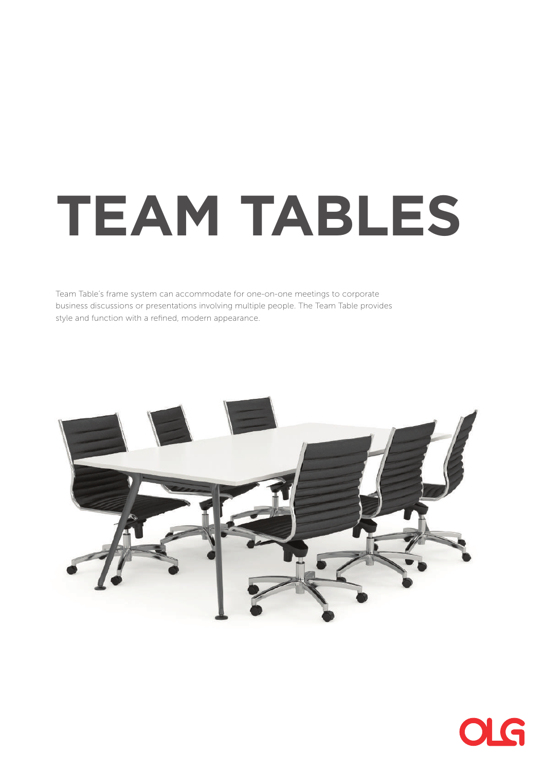# TEAM TABLES

Team Table's frame system can accommodate for one-on-one meetings to corporate business discussions or presentations involving multiple people. The Team Table provides style and function with a refined, modern appearance.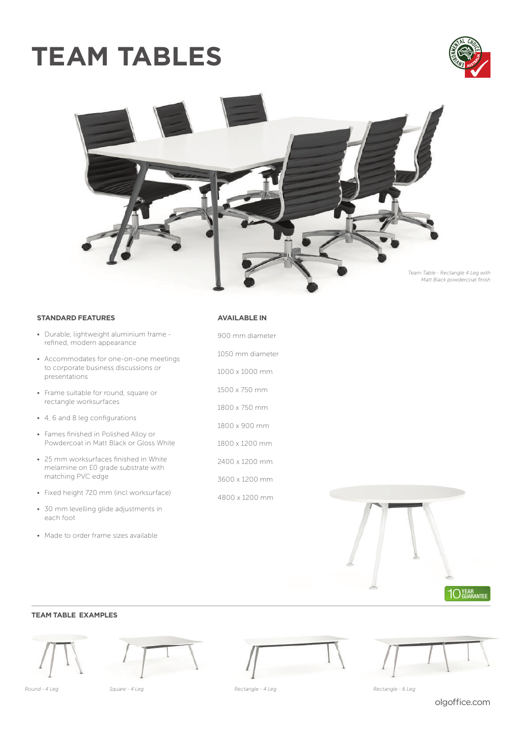# TEAM TABLES

*Team Table - Rectangle 4 Leg with Matt Black powdercoat finish*

## STANDARD FEATURES

- Durable, lightweight aluminium frame - refined, modern appearance
- Accommodates for one-on-one meetings to corporate business discussions or presentations
- Frame suitable for round, square or rectangle worksurfaces
- 4, 6 and 8 leg configurations
- Fames finished in Polished Alloy or Powdercoat in Matt Black or Gloss White
- 25 mm worksurfaces finished in White melamine on E0 grade substrate with matching PVC edge
- Fixed height 720 mm (incl worksurface)
- 30 mm levelling glide adjustments in each foot
- Made to order frame sizes available

## AVAILABLE IN

900 mm diameter

1050 mm diameter

1000 x 1000 mm

1500 x 750 mm

1800 x 750 mm

1800 x 900 mm

1800 x 1200 mm

2400 x 1200 mm

3600 x 1200 mm

4800 x 1200 mm

10 YEAR GUARANTEE

## TEAM TABLE EXAMPLES

*Round - 4 Leg*

*Square - 4 Leg*

*Rectangle - 4 Leg*

*Rectangle - 6 Leg*

olgoffice.com